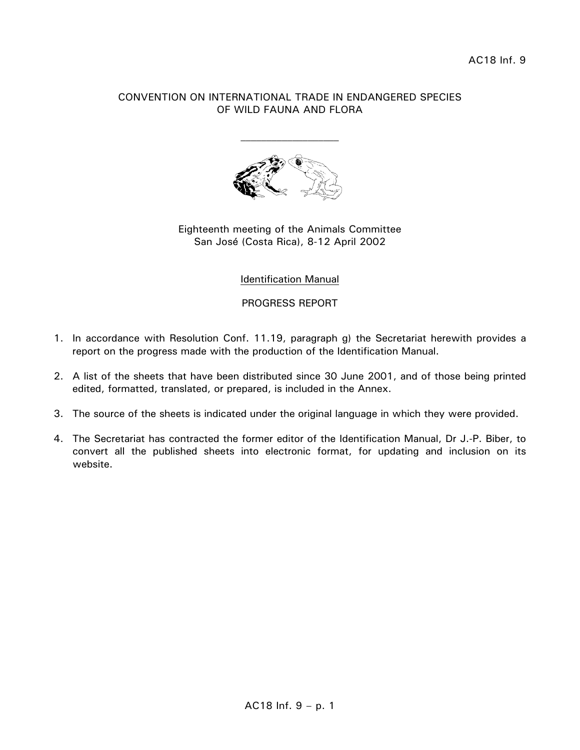AC18 Inf. 9

CONVENTION ON INTERNATIONAL TRADE IN ENDANGERED SPECIES
OF WILD FAUNA AND FLORA

\_\_\_\_\_\_\_\_\_\_\_\_\_\_\_\_\_\_\_\_

Eighteenth meeting of the Animals Committee
San José (Costa Rica), 8-12 April 2002

Identification Manual

PROGRESS REPORT

1. In accordance with Resolution Conf. 11.19, paragraph g) the Secretariat herewith provides a report on the progress made with the production of the Identification Manual.

2. A list of the sheets that have been distributed since 30 June 2001, and of those being printed edited, formatted, translated, or prepared, is included in the Annex.

3. The source of the sheets is indicated under the original language in which they were provided.

4. The Secretariat has contracted the former editor of the Identification Manual, Dr J.-P. Biber, to convert all the published sheets into electronic format, for updating and inclusion on its website.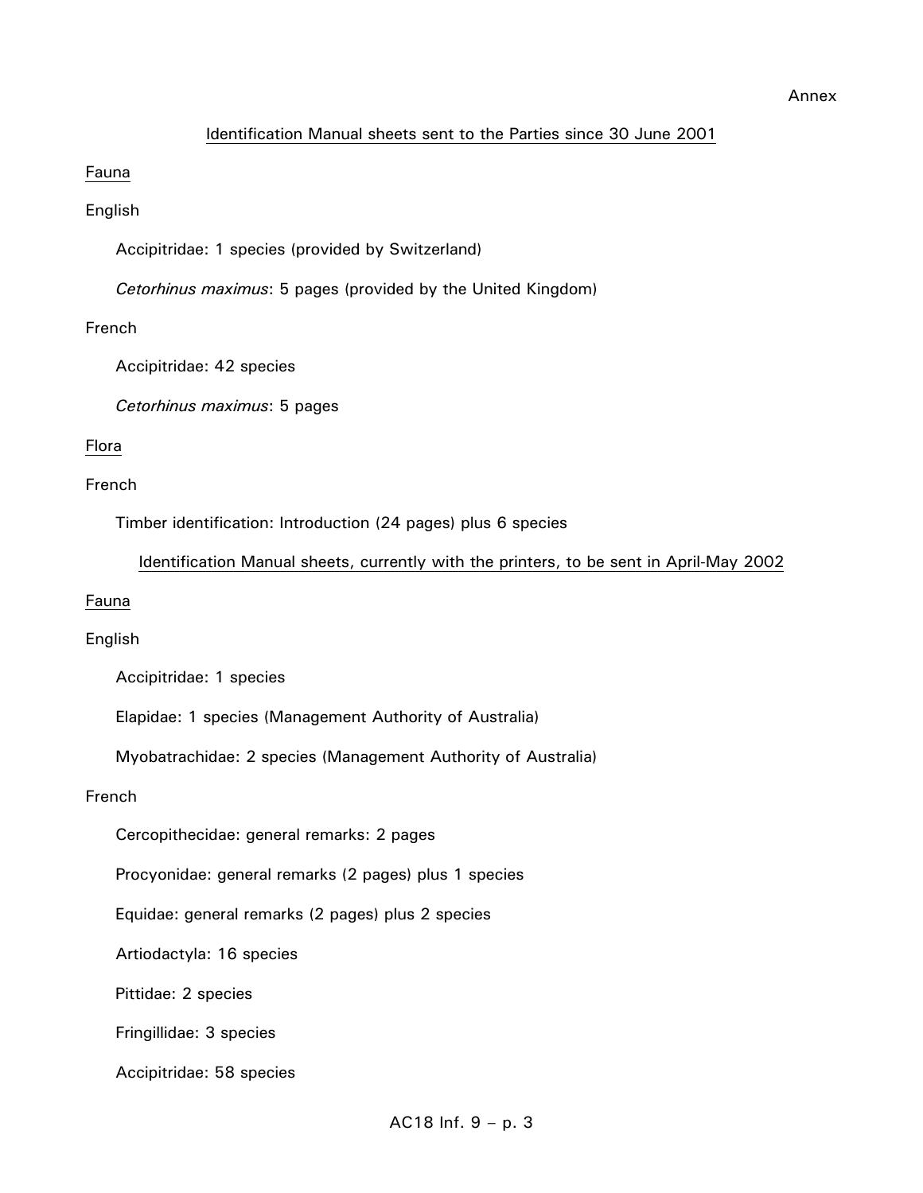Annex

## Identification Manual sheets sent to the Parties since 30 June 2001

### Fauna

English

- Accipitridae: 1 species (provided by Switzerland)
- *Cetorhinus maximus*: 5 pages (provided by the United Kingdom)

French

- Accipitridae: 42 species
- *Cetorhinus maximus*: 5 pages

### Flora

French

- Timber identification: Introduction (24 pages) plus 6 species

## Identification Manual sheets, currently with the printers, to be sent in April-May 2002

### Fauna

English

- Accipitridae: 1 species
- Elapidae: 1 species (Management Authority of Australia)
- Myobatrachidae: 2 species (Management Authority of Australia)

French

- Cercopithecidae: general remarks: 2 pages
- Procyonidae: general remarks (2 pages) plus 1 species
- Equidae: general remarks (2 pages) plus 2 species
- Artiodactyla: 16 species
- Pittidae: 2 species
- Fringillidae: 3 species
- Accipitridae: 58 species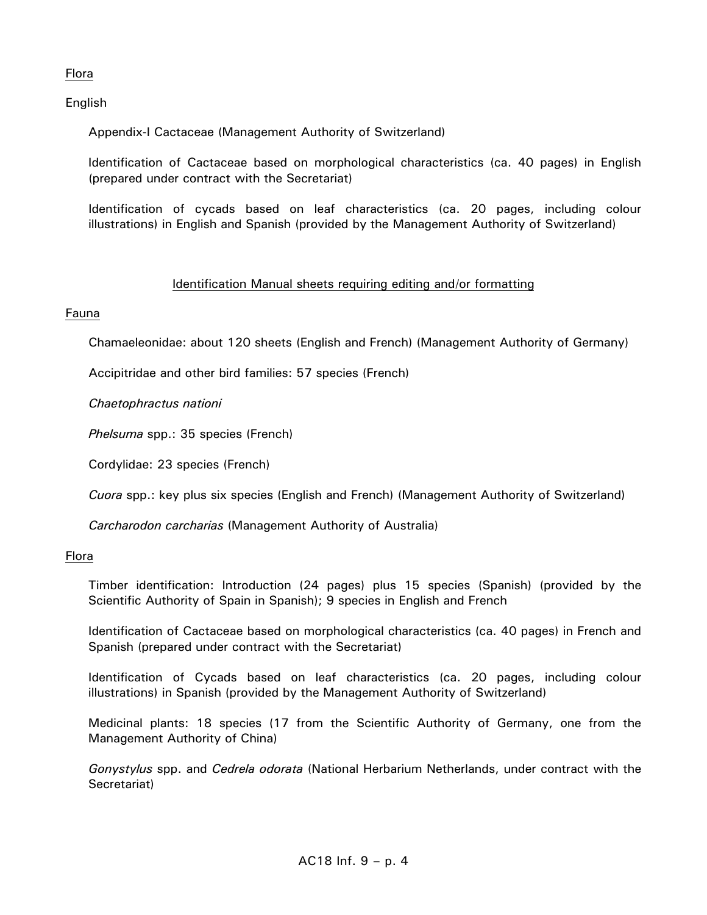Flora

English

Appendix-I Cactaceae (Management Authority of Switzerland)

Identification of Cactaceae based on morphological characteristics (ca. 40 pages) in English (prepared under contract with the Secretariat)

Identification of cycads based on leaf characteristics (ca. 20 pages, including colour illustrations) in English and Spanish (provided by the Management Authority of Switzerland)

Identification Manual sheets requiring editing and/or formatting

Fauna

Chamaeleonidae: about 120 sheets (English and French) (Management Authority of Germany)

Accipitridae and other bird families: 57 species (French)

*Chaetophractus nationi*

*Phelsuma* spp.: 35 species (French)

Cordylidae: 23 species (French)

*Cuora* spp.: key plus six species (English and French) (Management Authority of Switzerland)

*Carcharodon carcharias* (Management Authority of Australia)

Flora

Timber identification: Introduction (24 pages) plus 15 species (Spanish) (provided by the Scientific Authority of Spain in Spanish); 9 species in English and French

Identification of Cactaceae based on morphological characteristics (ca. 40 pages) in French and Spanish (prepared under contract with the Secretariat)

Identification of Cycads based on leaf characteristics (ca. 20 pages, including colour illustrations) in Spanish (provided by the Management Authority of Switzerland)

Medicinal plants: 18 species (17 from the Scientific Authority of Germany, one from the Management Authority of China)

*Gonystylus* spp. and *Cedrela odorata* (National Herbarium Netherlands, under contract with the Secretariat)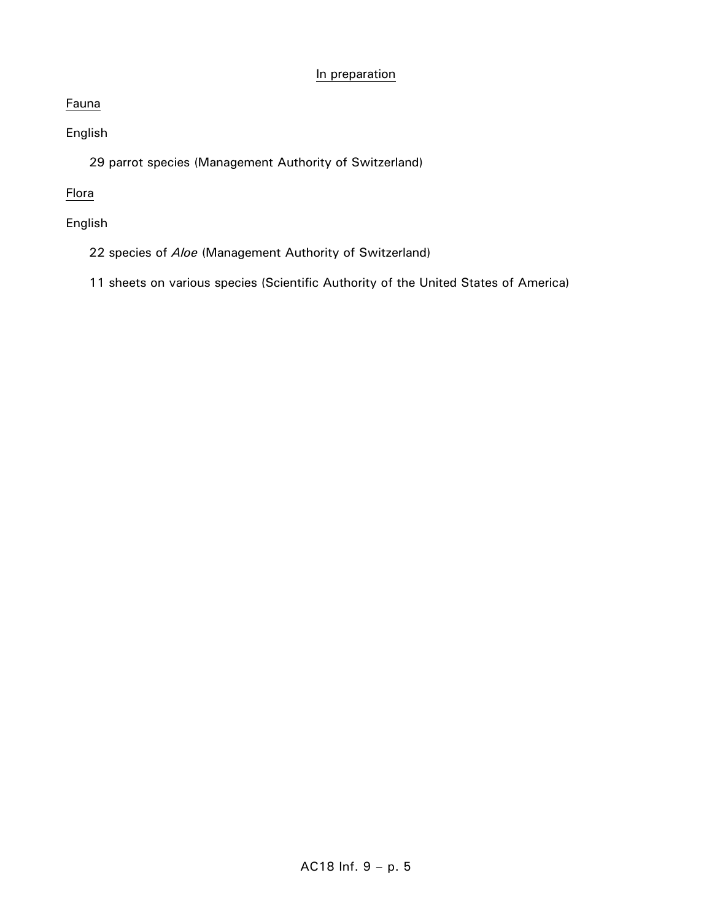In preparation

Fauna

English

29 parrot species (Management Authority of Switzerland)

Flora

English

22 species of *Aloe* (Management Authority of Switzerland)

11 sheets on various species (Scientific Authority of the United States of America)